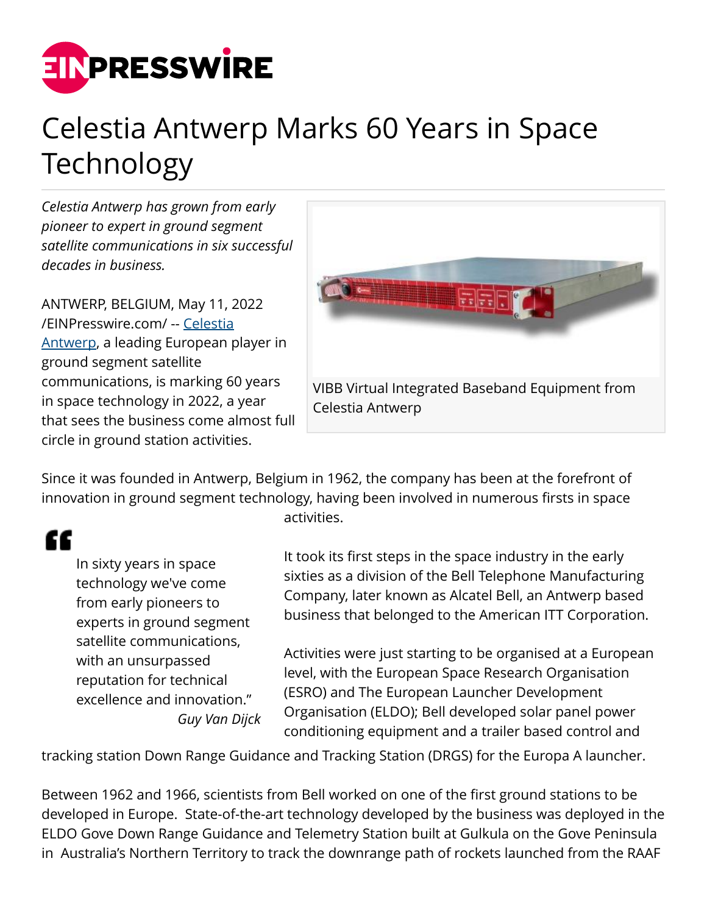# Celestia Antwerp Marks 60 Years in Space Technology

*Celestia Antwerp has grown from early pioneer to expert in ground segment satellite communications in six successful decades in business.*

VIBB Virtual Integrated Baseband Equipment from Celestia Antwerp

ANTWERP, BELGIUM, May 11, 2022 /EINPresswire.com/ -- Celestia Antwerp, a leading European player in ground segment satellite communications, is marking 60 years in space technology in 2022, a year that sees the business come almost full circle in ground station activities.

Since it was founded in Antwerp, Belgium in 1962, the company has been at the forefront of innovation in ground segment technology, having been involved in numerous firsts in space activities.

> In sixty years in space technology we've come from early pioneers to experts in ground segment satellite communications, with an unsurpassed reputation for technical excellence and innovation."
>
> *Guy Van Dijck*

It took its first steps in the space industry in the early sixties as a division of the Bell Telephone Manufacturing Company, later known as Alcatel Bell, an Antwerp based business that belonged to the American ITT Corporation.

Activities were just starting to be organised at a European level, with the European Space Research Organisation (ESRO) and The European Launcher Development Organisation (ELDO); Bell developed solar panel power conditioning equipment and a trailer based control and tracking station Down Range Guidance and Tracking Station (DRGS) for the Europa A launcher.

Between 1962 and 1966, scientists from Bell worked on one of the first ground stations to be developed in Europe. State-of-the-art technology developed by the business was deployed in the ELDO Gove Down Range Guidance and Telemetry Station built at Gulkula on the Gove Peninsula in Australia's Northern Territory to track the downrange path of rockets launched from the RAAF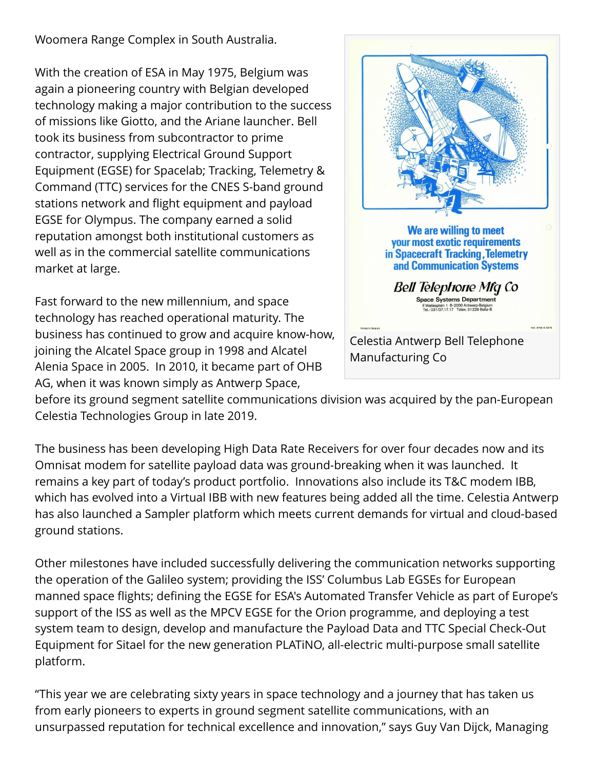Woomera Range Complex in South Australia.

With the creation of ESA in May 1975, Belgium was again a pioneering country with Belgian developed technology making a major contribution to the success of missions like Giotto, and the Ariane launcher. Bell took its business from subcontractor to prime contractor, supplying Electrical Ground Support Equipment (EGSE) for Spacelab; Tracking, Telemetry & Command (TTC) services for the CNES S-band ground stations network and flight equipment and payload EGSE for Olympus. The company earned a solid reputation amongst both institutional customers as well as in the commercial satellite communications market at large.

Celestia Antwerp Bell Telephone Manufacturing Co

Fast forward to the new millennium, and space technology has reached operational maturity. The business has continued to grow and acquire know-how, joining the Alcatel Space group in 1998 and Alcatel Alenia Space in 2005. In 2010, it became part of OHB AG, when it was known simply as Antwerp Space, before its ground segment satellite communications division was acquired by the pan-European Celestia Technologies Group in late 2019.

The business has been developing High Data Rate Receivers for over four decades now and its Omnisat modem for satellite payload data was ground-breaking when it was launched. It remains a key part of today's product portfolio. Innovations also include its T&C modem IBB, which has evolved into a Virtual IBB with new features being added all the time. Celestia Antwerp has also launched a Sampler platform which meets current demands for virtual and cloud-based ground stations.

Other milestones have included successfully delivering the communication networks supporting the operation of the Galileo system; providing the ISS' Columbus Lab EGSEs for European manned space flights; defining the EGSE for ESA's Automated Transfer Vehicle as part of Europe's support of the ISS as well as the MPCV EGSE for the Orion programme, and deploying a test system team to design, develop and manufacture the Payload Data and TTC Special Check-Out Equipment for Sitael for the new generation PLATiNO, all-electric multi-purpose small satellite platform.

"This year we are celebrating sixty years in space technology and a journey that has taken us from early pioneers to experts in ground segment satellite communications, with an unsurpassed reputation for technical excellence and innovation," says Guy Van Dijck, Managing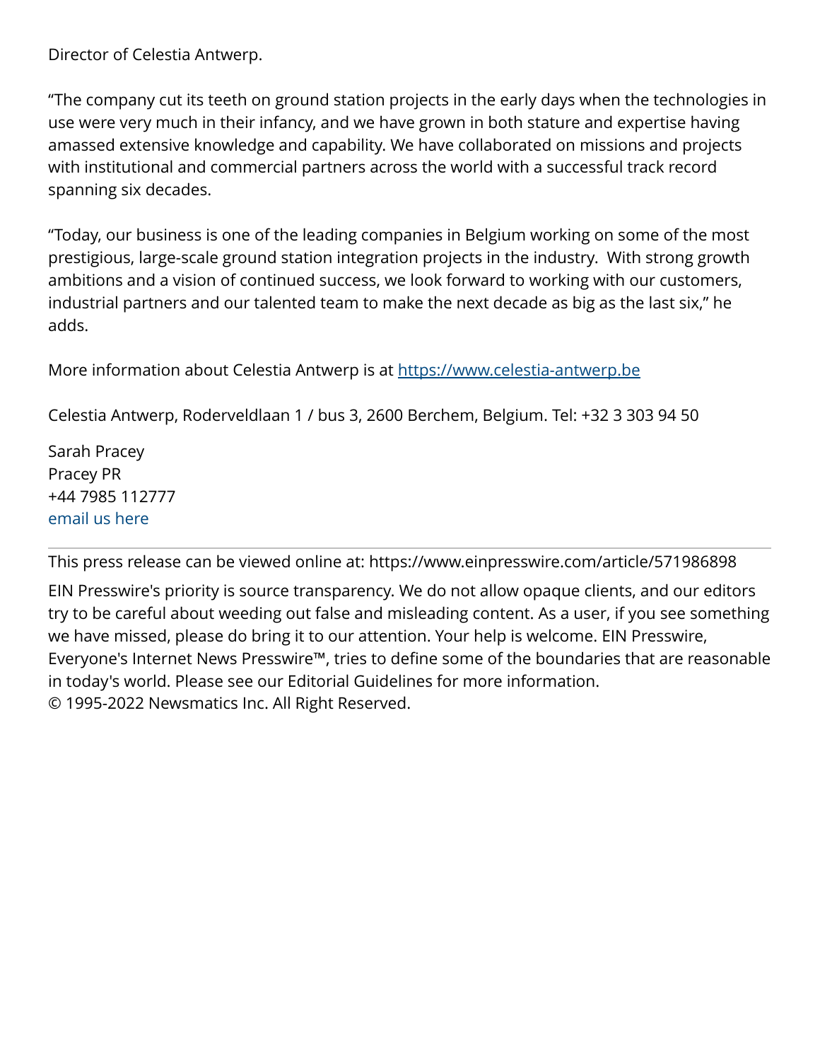Director of Celestia Antwerp.

“The company cut its teeth on ground station projects in the early days when the technologies in use were very much in their infancy, and we have grown in both stature and expertise having amassed extensive knowledge and capability. We have collaborated on missions and projects with institutional and commercial partners across the world with a successful track record spanning six decades.

“Today, our business is one of the leading companies in Belgium working on some of the most prestigious, large-scale ground station integration projects in the industry.  With strong growth ambitions and a vision of continued success, we look forward to working with our customers, industrial partners and our talented team to make the next decade as big as the last six,” he adds.

More information about Celestia Antwerp is at [https://www.celestia-antwerp.be](https://www.celestia-antwerp.be)

Celestia Antwerp, Roderveldlaan 1 / bus 3, 2600 Berchem, Belgium. Tel: +32 3 303 94 50

Sarah Pracey
Pracey PR
+44 7985 112777
email us here

---

This press release can be viewed online at: https://www.einpresswire.com/article/571986898

EIN Presswire's priority is source transparency. We do not allow opaque clients, and our editors try to be careful about weeding out false and misleading content. As a user, if you see something we have missed, please do bring it to our attention. Your help is welcome. EIN Presswire, Everyone's Internet News Presswire™, tries to define some of the boundaries that are reasonable in today's world. Please see our Editorial Guidelines for more information.
© 1995-2022 Newsmatics Inc. All Right Reserved.